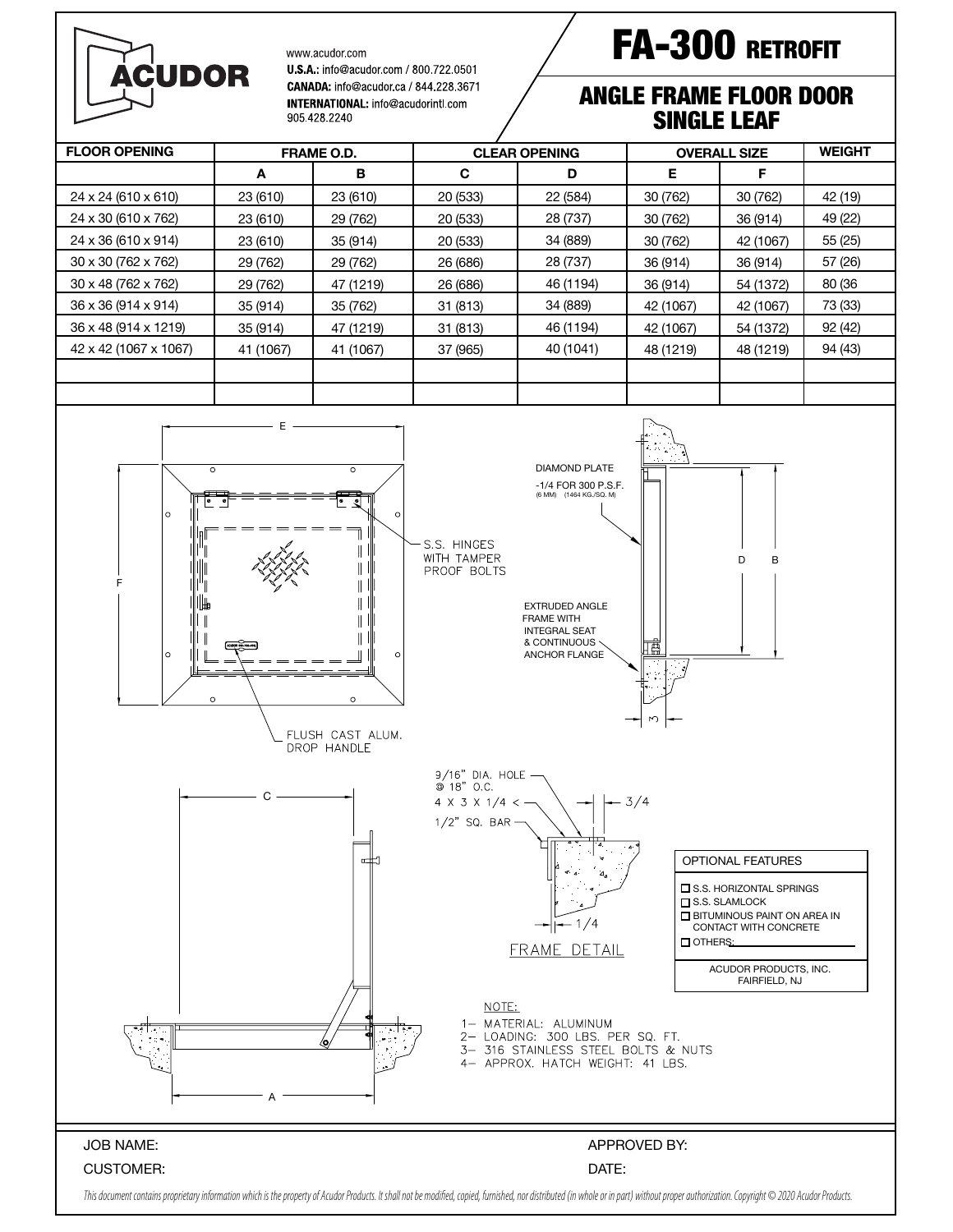# FA-300 RETROFIT

## ANGLE FRAME FLOOR DOOR SINGLE LEAF

**ACUDOR**

www.acudor.com
**U.S.A.:** info@acudor.com / 800.722.0501
**CANADA:** info@acudor.ca / 844.228.3671
**INTERNATIONAL:** info@acudorintl.com
905.428.2240

| FLOOR OPENING | FRAME O.D. | | CLEAR OPENING | | OVERALL SIZE | | WEIGHT |
|---|---|---|---|---|---|---|---|
| | A | B | C | D | E | F | |
| 24 x 24 (610 x 610) | 23 (610) | 23 (610) | 20 (533) | 22 (584) | 30 (762) | 30 (762) | 42 (19) |
| 24 x 30 (610 x 762) | 23 (610) | 29 (762) | 20 (533) | 28 (737) | 30 (762) | 36 (914) | 49 (22) |
| 24 x 36 (610 x 914) | 23 (610) | 35 (914) | 20 (533) | 34 (889) | 30 (762) | 42 (1067) | 55 (25) |
| 30 x 30 (762 x 762) | 29 (762) | 29 (762) | 26 (686) | 28 (737) | 36 (914) | 36 (914) | 57 (26) |
| 30 x 48 (762 x 762) | 29 (762) | 47 (1219) | 26 (686) | 46 (1194) | 36 (914) | 54 (1372) | 80 (36 |
| 36 x 36 (914 x 914) | 35 (914) | 35 (762) | 31 (813) | 34 (889) | 42 (1067) | 42 (1067) | 73 (33) |
| 36 x 48 (914 x 1219) | 35 (914) | 47 (1219) | 31 (813) | 46 (1194) | 42 (1067) | 54 (1372) | 92 (42) |
| 42 x 42 (1067 x 1067) | 41 (1067) | 41 (1067) | 37 (965) | 40 (1041) | 48 (1219) | 48 (1219) | 94 (43) |
| | | | | | | | |
| | | | | | | | |

E

F

S.S. HINGES WITH TAMPER PROOF BOLTS

FLUSH CAST ALUM. DROP HANDLE

DIAMOND PLATE
-1/4 FOR 300 P.S.F.
(6 MM) (1464 KG./SQ. M)

EXTRUDED ANGLE FRAME WITH INTEGRAL SEAT & CONTINUOUS ANCHOR FLANGE

D B

3

C

A

9/16" DIA. HOLE @ 18" O.C.
4 X 3 X 1/4 <
1/2" SQ. BAR
3/4
1/4

FRAME DETAIL

NOTE:
1– MATERIAL: ALUMINUM
2– LOADING: 300 LBS. PER SQ. FT.
3– 316 STAINLESS STEEL BOLTS & NUTS
4– APPROX. HATCH WEIGHT: 41 LBS.

**OPTIONAL FEATURES**

- ☐ S.S. HORIZONTAL SPRINGS
- ☐ S.S. SLAMLOCK
- ☐ BITUMINOUS PAINT ON AREA IN CONTACT WITH CONCRETE
- ☐ OTHERS:

ACUDOR PRODUCTS, INC.
FAIRFIELD, NJ

JOB NAME:
CUSTOMER:
APPROVED BY:
DATE:

*This document contains proprietary information which is the property of Acudor Products. It shall not be modified, copied, furnished, nor distributed (in whole or in part) without proper authorization. Copyright © 2020 Acudor Products.*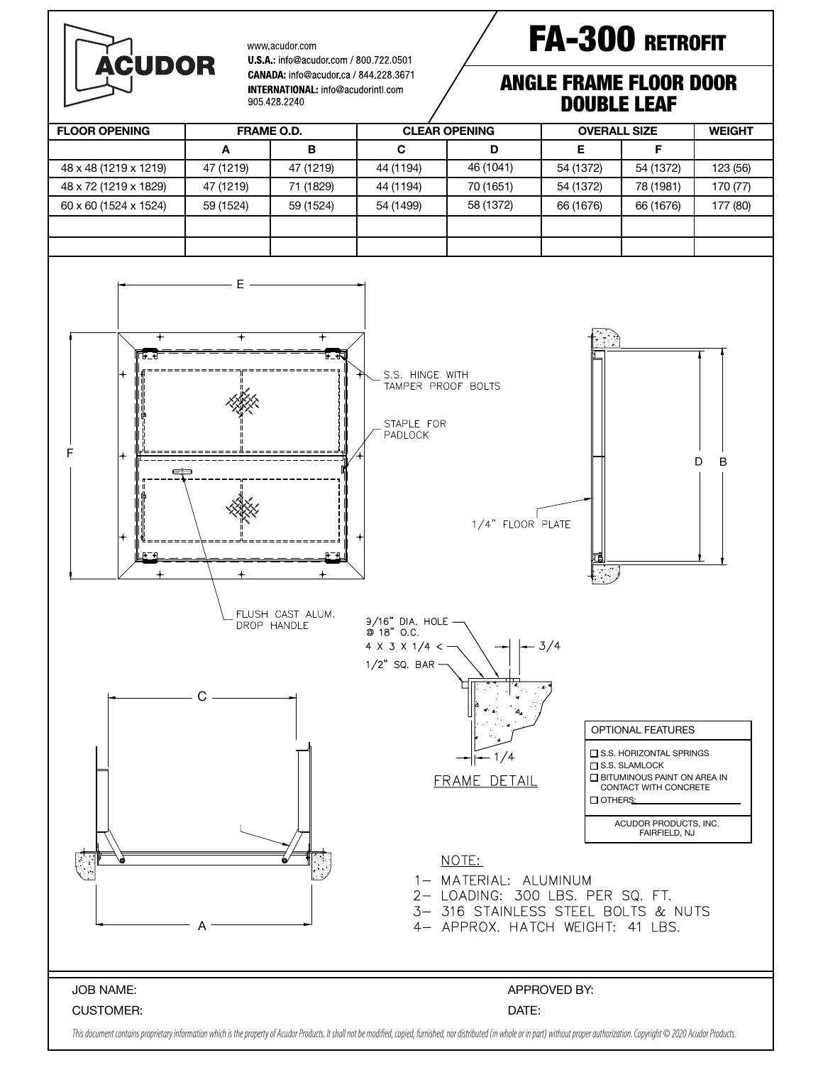www.acudor.com
**U.S.A.:** info@acudor.com / 800.722.0501
**CANADA:** info@acudor.ca / 844.228.3671
**INTERNATIONAL:** info@acudorintl.com
905.428.2240

# FA-300 RETROFIT

## ANGLE FRAME FLOOR DOOR DOUBLE LEAF

| FLOOR OPENING | FRAME O.D. | | CLEAR OPENING | | OVERALL SIZE | | WEIGHT |
|---|---|---|---|---|---|---|---|
| | A | B | C | D | E | F | |
| 48 x 48 (1219 x 1219) | 47 (1219) | 47 (1219) | 44 (1194) | 46 (1041) | 54 (1372) | 54 (1372) | 123 (56) |
| 48 x 72 (1219 x 1829) | 47 (1219) | 71 (1829) | 44 (1194) | 70 (1651) | 54 (1372) | 78 (1981) | 170 (77) |
| 60 x 60 (1524 x 1524) | 59 (1524) | 59 (1524) | 54 (1499) | 58 (1372) | 66 (1676) | 66 (1676) | 177 (80) |
| | | | | | | | |
| | | | | | | | |

E
F
S.S. HINGE WITH TAMPER PROOF BOLTS
STAPLE FOR PADLOCK
FLUSH CAST ALUM. DROP HANDLE
1/4" FLOOR PLATE
D
B
C
A
9/16" DIA. HOLE @ 18" O.C.
4 X 3 X 1/4 <
1/2" SQ. BAR
3/4
1/4
FRAME DETAIL

OPTIONAL FEATURES

- ☐ S.S. HORIZONTAL SPRINGS
- ☐ S.S. SLAMLOCK
- ☐ BITUMINOUS PAINT ON AREA IN CONTACT WITH CONCRETE
- ☐ OTHERS:

ACUDOR PRODUCTS, INC.
FAIRFIELD, NJ

NOTE:

1- MATERIAL: ALUMINUM
2- LOADING: 300 LBS. PER SQ. FT.
3- 316 STAINLESS STEEL BOLTS & NUTS
4- APPROX. HATCH WEIGHT: 41 LBS.

JOB NAME:
APPROVED BY:
CUSTOMER:
DATE:

*This document contains proprietary information which is the property of Acudor Products. It shall not be modified, copied, furnished, nor distributed (in whole or in part) without proper authorization. Copyright © 2020 Acudor Products.*